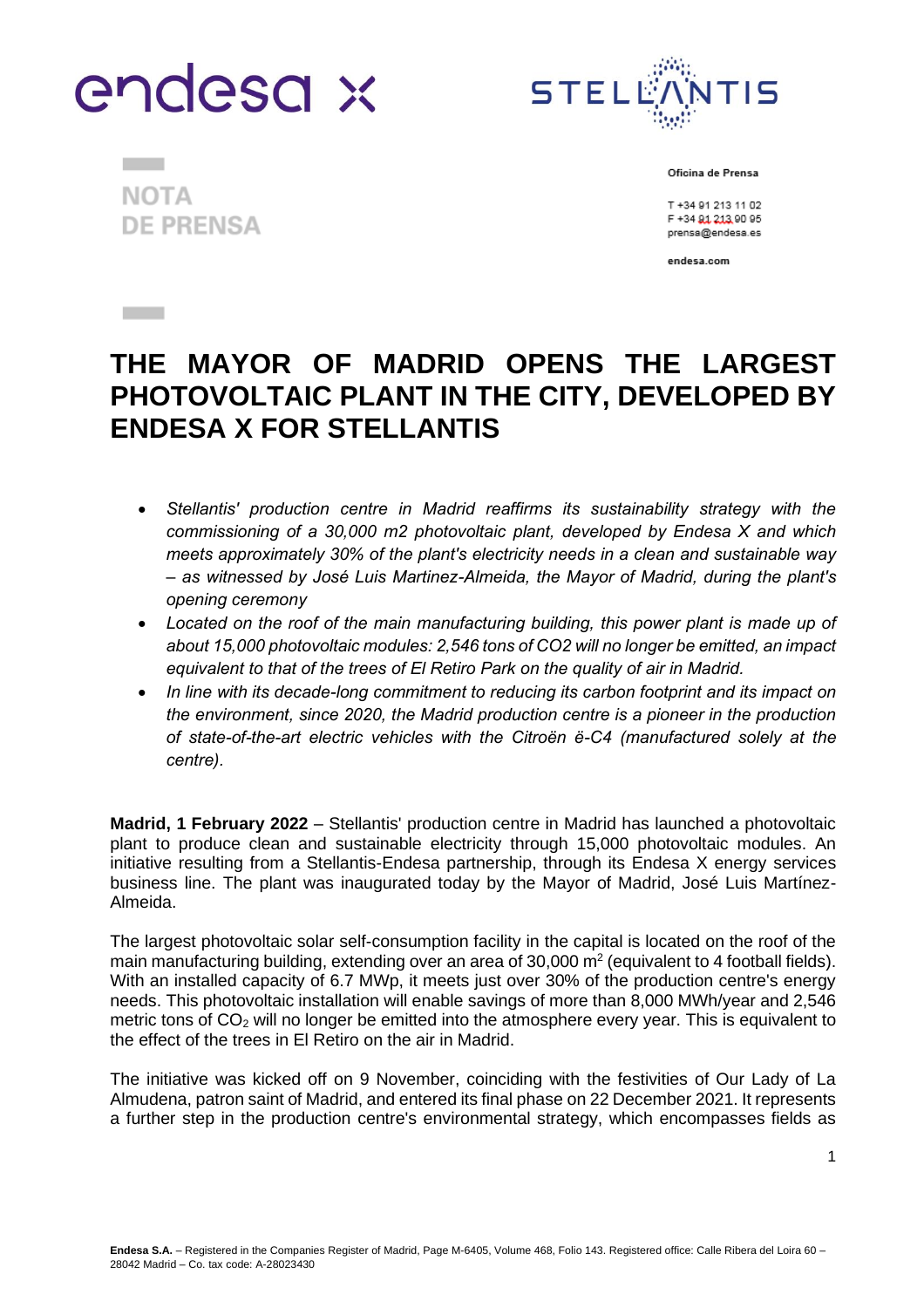NOTA DE PRENSA

Oficina de Prensa

T +34 91 213 11 02
F +34 91 213 90 95
prensa@endesa.es

endesa.com

# THE MAYOR OF MADRID OPENS THE LARGEST PHOTOVOLTAIC PLANT IN THE CITY, DEVELOPED BY ENDESA X FOR STELLANTIS

- *Stellantis' production centre in Madrid reaffirms its sustainability strategy with the commissioning of a 30,000 m2 photovoltaic plant, developed by Endesa X and which meets approximately 30% of the plant's electricity needs in a clean and sustainable way – as witnessed by José Luis Martinez-Almeida, the Mayor of Madrid, during the plant's opening ceremony*
- *Located on the roof of the main manufacturing building, this power plant is made up of about 15,000 photovoltaic modules: 2,546 tons of CO2 will no longer be emitted, an impact equivalent to that of the trees of El Retiro Park on the quality of air in Madrid.*
- *In line with its decade-long commitment to reducing its carbon footprint and its impact on the environment, since 2020, the Madrid production centre is a pioneer in the production of state-of-the-art electric vehicles with the Citroën ë-C4 (manufactured solely at the centre).*

**Madrid, 1 February 2022** – Stellantis' production centre in Madrid has launched a photovoltaic plant to produce clean and sustainable electricity through 15,000 photovoltaic modules. An initiative resulting from a Stellantis-Endesa partnership, through its Endesa X energy services business line. The plant was inaugurated today by the Mayor of Madrid, José Luis Martínez-Almeida.

The largest photovoltaic solar self-consumption facility in the capital is located on the roof of the main manufacturing building, extending over an area of 30,000 m$^2$ (equivalent to 4 football fields). With an installed capacity of 6.7 MWp, it meets just over 30% of the production centre's energy needs. This photovoltaic installation will enable savings of more than 8,000 MWh/year and 2,546 metric tons of $CO_2$ will no longer be emitted into the atmosphere every year. This is equivalent to the effect of the trees in El Retiro on the air in Madrid.

The initiative was kicked off on 9 November, coinciding with the festivities of Our Lady of La Almudena, patron saint of Madrid, and entered its final phase on 22 December 2021. It represents a further step in the production centre's environmental strategy, which encompasses fields as

**Endesa S.A.** – Registered in the Companies Register of Madrid, Page M-6405, Volume 468, Folio 143. Registered office: Calle Ribera del Loira 60 – 28042 Madrid – Co. tax code: A-28023430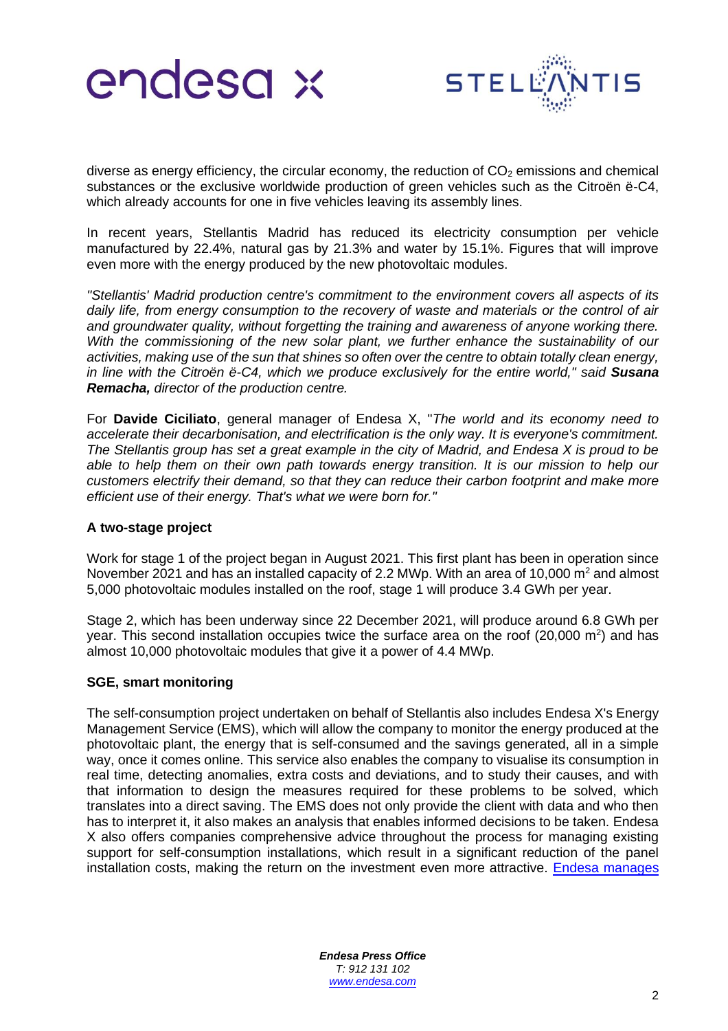diverse as energy efficiency, the circular economy, the reduction of $CO_2$ emissions and chemical substances or the exclusive worldwide production of green vehicles such as the Citroën ë-C4, which already accounts for one in five vehicles leaving its assembly lines.

In recent years, Stellantis Madrid has reduced its electricity consumption per vehicle manufactured by 22.4%, natural gas by 21.3% and water by 15.1%. Figures that will improve even more with the energy produced by the new photovoltaic modules.

*"Stellantis' Madrid production centre's commitment to the environment covers all aspects of its daily life, from energy consumption to the recovery of waste and materials or the control of air and groundwater quality, without forgetting the training and awareness of anyone working there. With the commissioning of the new solar plant, we further enhance the sustainability of our activities, making use of the sun that shines so often over the centre to obtain totally clean energy, in line with the Citroën ë-C4, which we produce exclusively for the entire world," said* ***Susana Remacha,*** *director of the production centre.*

For **Davide Ciciliato**, general manager of Endesa X, "*The world and its economy need to accelerate their decarbonisation, and electrification is the only way. It is everyone's commitment. The Stellantis group has set a great example in the city of Madrid, and Endesa X is proud to be able to help them on their own path towards energy transition. It is our mission to help our customers electrify their demand, so that they can reduce their carbon footprint and make more efficient use of their energy. That's what we were born for."*

**A two-stage project**

Work for stage 1 of the project began in August 2021. This first plant has been in operation since November 2021 and has an installed capacity of 2.2 MWp. With an area of 10,000 $m^2$ and almost 5,000 photovoltaic modules installed on the roof, stage 1 will produce 3.4 GWh per year.

Stage 2, which has been underway since 22 December 2021, will produce around 6.8 GWh per year. This second installation occupies twice the surface area on the roof (20,000 $m^2$) and has almost 10,000 photovoltaic modules that give it a power of 4.4 MWp.

**SGE, smart monitoring**

The self-consumption project undertaken on behalf of Stellantis also includes Endesa X's Energy Management Service (EMS), which will allow the company to monitor the energy produced at the photovoltaic plant, the energy that is self-consumed and the savings generated, all in a simple way, once it comes online. This service also enables the company to visualise its consumption in real time, detecting anomalies, extra costs and deviations, and to study their causes, and with that information to design the measures required for these problems to be solved, which translates into a direct saving. The EMS does not only provide the client with data and who then has to interpret it, it also makes an analysis that enables informed decisions to be taken. Endesa X also offers companies comprehensive advice throughout the process for managing existing support for self-consumption installations, which result in a significant reduction of the panel installation costs, making the return on the investment even more attractive. Endesa manages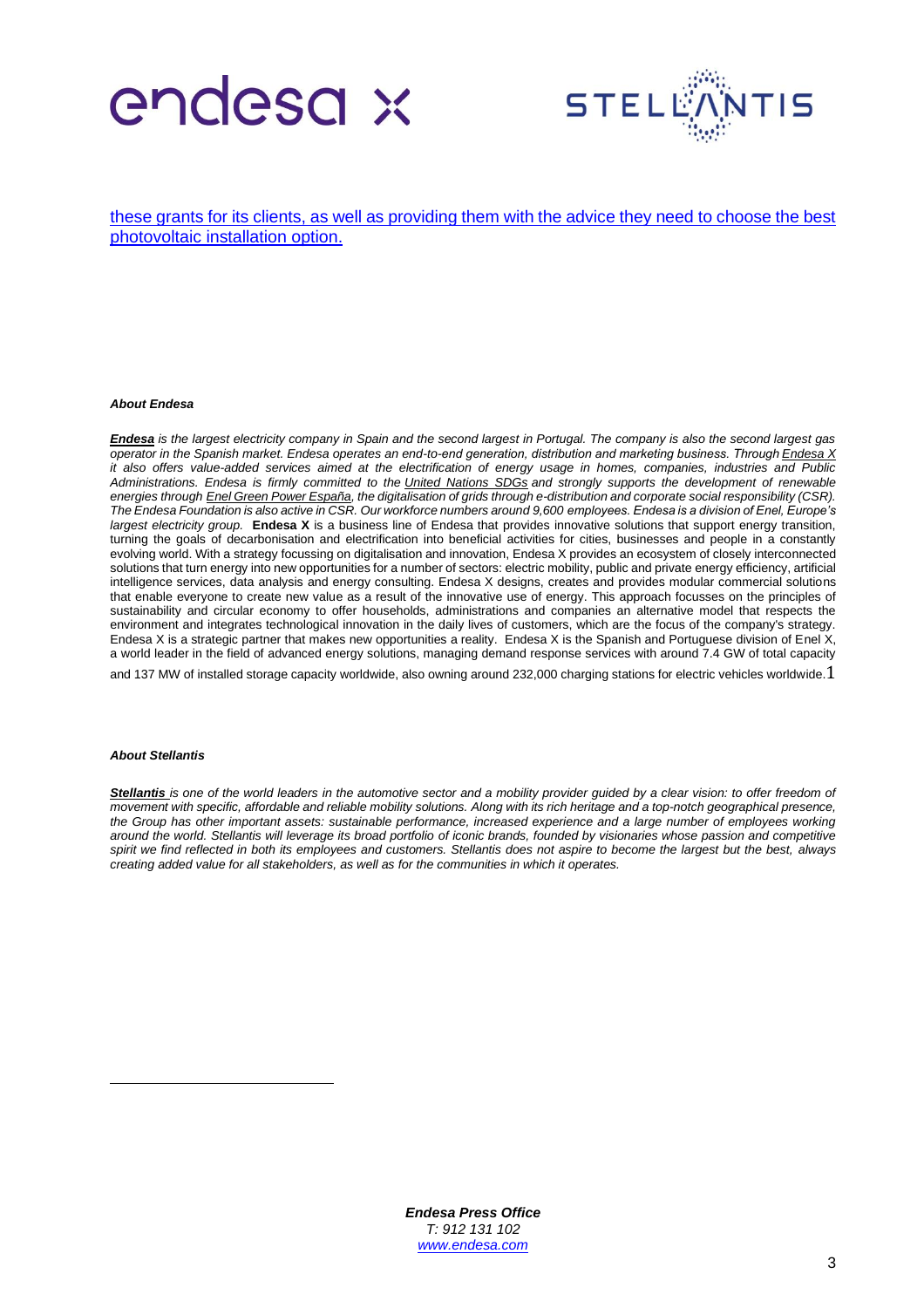these grants for its clients, as well as providing them with the advice they need to choose the best photovoltaic installation option.

***About Endesa***

***Endesa*** *is the largest electricity company in Spain and the second largest in Portugal. The company is also the second largest gas operator in the Spanish market. Endesa operates an end-to-end generation, distribution and marketing business. Through Endesa X it also offers value-added services aimed at the electrification of energy usage in homes, companies, industries and Public Administrations. Endesa is firmly committed to the United Nations SDGs and strongly supports the development of renewable energies through Enel Green Power España, the digitalisation of grids through e-distribution and corporate social responsibility (CSR). The Endesa Foundation is also active in CSR. Our workforce numbers around 9,600 employees. Endesa is a division of Enel, Europe's largest electricity group.* **Endesa X** is a business line of Endesa that provides innovative solutions that support energy transition, turning the goals of decarbonisation and electrification into beneficial activities for cities, businesses and people in a constantly evolving world. With a strategy focussing on digitalisation and innovation, Endesa X provides an ecosystem of closely interconnected solutions that turn energy into new opportunities for a number of sectors: electric mobility, public and private energy efficiency, artificial intelligence services, data analysis and energy consulting. Endesa X designs, creates and provides modular commercial solutions that enable everyone to create new value as a result of the innovative use of energy. This approach focusses on the principles of sustainability and circular economy to offer households, administrations and companies an alternative model that respects the environment and integrates technological innovation in the daily lives of customers, which are the focus of the company's strategy. Endesa X is a strategic partner that makes new opportunities a reality. Endesa X is the Spanish and Portuguese division of Enel X, a world leader in the field of advanced energy solutions, managing demand response services with around 7.4 GW of total capacity and 137 MW of installed storage capacity worldwide, also owning around 232,000 charging stations for electric vehicles worldwide.[1]

***About Stellantis***

***Stellantis*** *is one of the world leaders in the automotive sector and a mobility provider guided by a clear vision: to offer freedom of movement with specific, affordable and reliable mobility solutions. Along with its rich heritage and a top-notch geographical presence, the Group has other important assets: sustainable performance, increased experience and a large number of employees working around the world. Stellantis will leverage its broad portfolio of iconic brands, founded by visionaries whose passion and competitive spirit we find reflected in both its employees and customers. Stellantis does not aspire to become the largest but the best, always creating added value for all stakeholders, as well as for the communities in which it operates.*

***Endesa Press Office***
*T: 912 131 102*
*www.endesa.com*